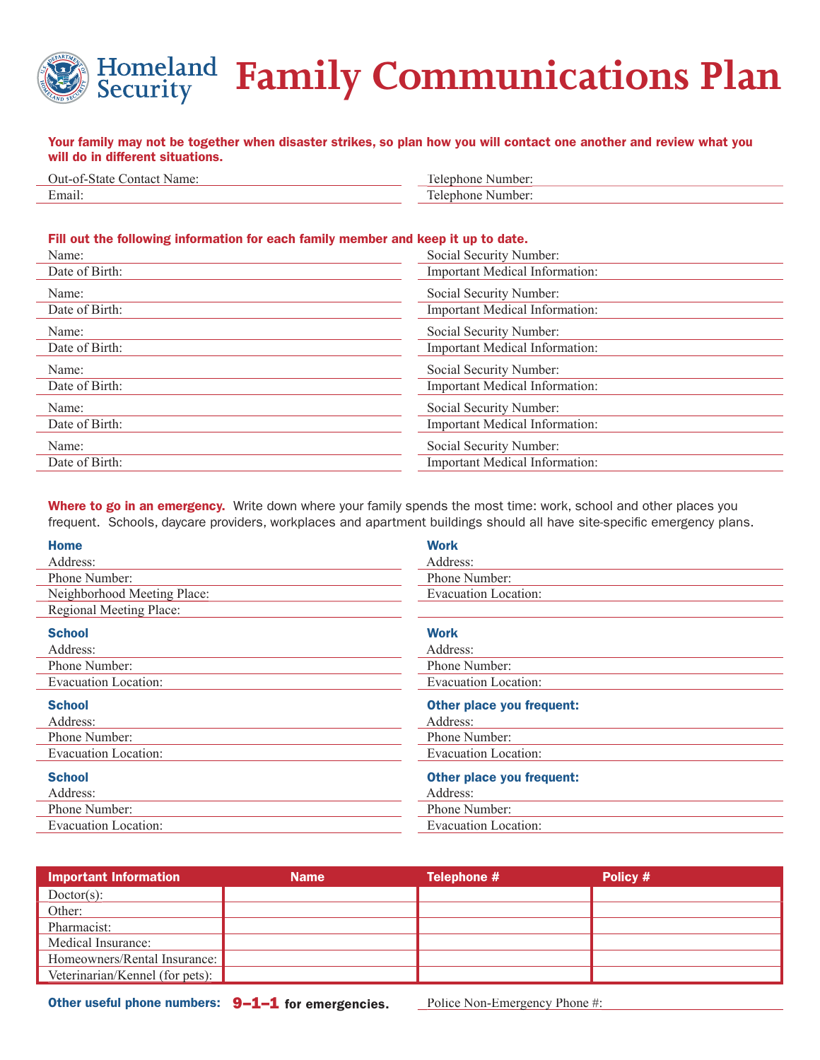Homeland Security

# Family Communications Plan

**Your family may not be together when disaster strikes, so plan how you will contact one another and review what you will do in different situations.**

Out-of-State Contact Name:

Telephone Number:

Email:

Telephone Number:

**Fill out the following information for each family member and keep it up to date.**

Name:

Social Security Number:

Date of Birth:

Important Medical Information:

Name:

Social Security Number:

Date of Birth:

Important Medical Information:

Name:

Social Security Number:

Date of Birth:

Important Medical Information:

Name:

Social Security Number:

Date of Birth:

Important Medical Information:

Name:

Social Security Number:

Date of Birth:

Important Medical Information:

Name:

Social Security Number:

Date of Birth:

Important Medical Information:

**Where to go in an emergency.** Write down where your family spends the most time: work, school and other places you frequent. Schools, daycare providers, workplaces and apartment buildings should all have site-specific emergency plans.

### Home

Address:

Phone Number:

Neighborhood Meeting Place:

Regional Meeting Place:

### Work

Address:

Phone Number:

Evacuation Location:

### School

Address:

Phone Number:

Evacuation Location:

### Work

Address:

Phone Number:

Evacuation Location:

### School

Address:

Phone Number:

Evacuation Location:

### Other place you frequent:

Address:

Phone Number:

Evacuation Location:

### School

Address:

Phone Number:

Evacuation Location:

### Other place you frequent:

Address:

Phone Number:

Evacuation Location:

| Important Information | Name | Telephone # | Policy # |
|---|---|---|---|
| Doctor(s): | | | |
| Other: | | | |
| Pharmacist: | | | |
| Medical Insurance: | | | |
| Homeowners/Rental Insurance: | | | |
| Veterinarian/Kennel (for pets): | | | |

**Other useful phone numbers: 9–1–1 for emergencies.**

Police Non-Emergency Phone #: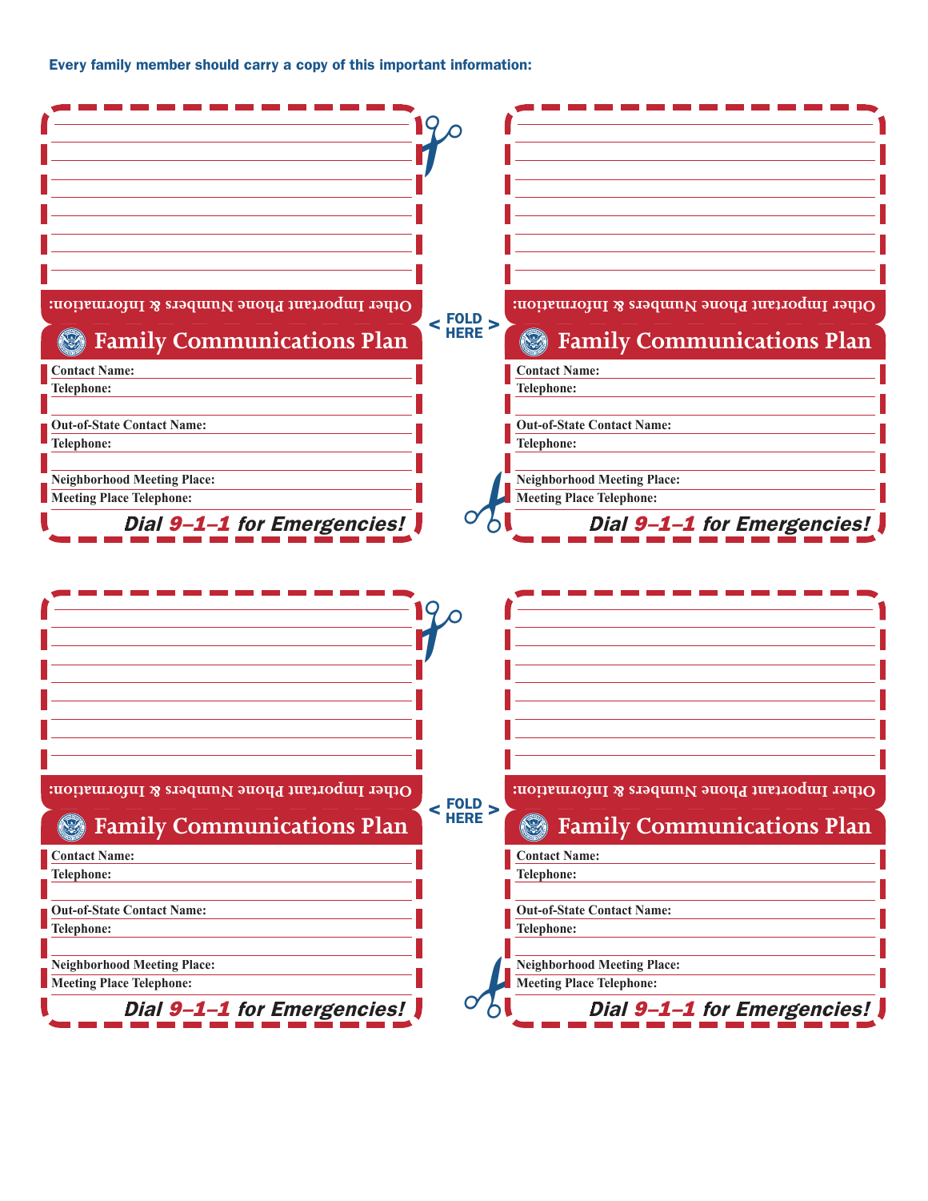**Every family member should carry a copy of this important information:**

Other Important Phone Numbers & Information:

## Family Communications Plan

**Contact Name:**

**Telephone:**

**Out-of-State Contact Name:**

**Telephone:**

**Neighborhood Meeting Place:**

**Meeting Place Telephone:**

***Dial 9–1–1 for Emergencies!***

< FOLD HERE >

Other Important Phone Numbers & Information:

## Family Communications Plan

**Contact Name:**

**Telephone:**

**Out-of-State Contact Name:**

**Telephone:**

**Neighborhood Meeting Place:**

**Meeting Place Telephone:**

***Dial 9–1–1 for Emergencies!***

Other Important Phone Numbers & Information:

## Family Communications Plan

**Contact Name:**

**Telephone:**

**Out-of-State Contact Name:**

**Telephone:**

**Neighborhood Meeting Place:**

**Meeting Place Telephone:**

***Dial 9–1–1 for Emergencies!***

< FOLD HERE >

Other Important Phone Numbers & Information:

## Family Communications Plan

**Contact Name:**

**Telephone:**

**Out-of-State Contact Name:**

**Telephone:**

**Neighborhood Meeting Place:**

**Meeting Place Telephone:**

***Dial 9–1–1 for Emergencies!***